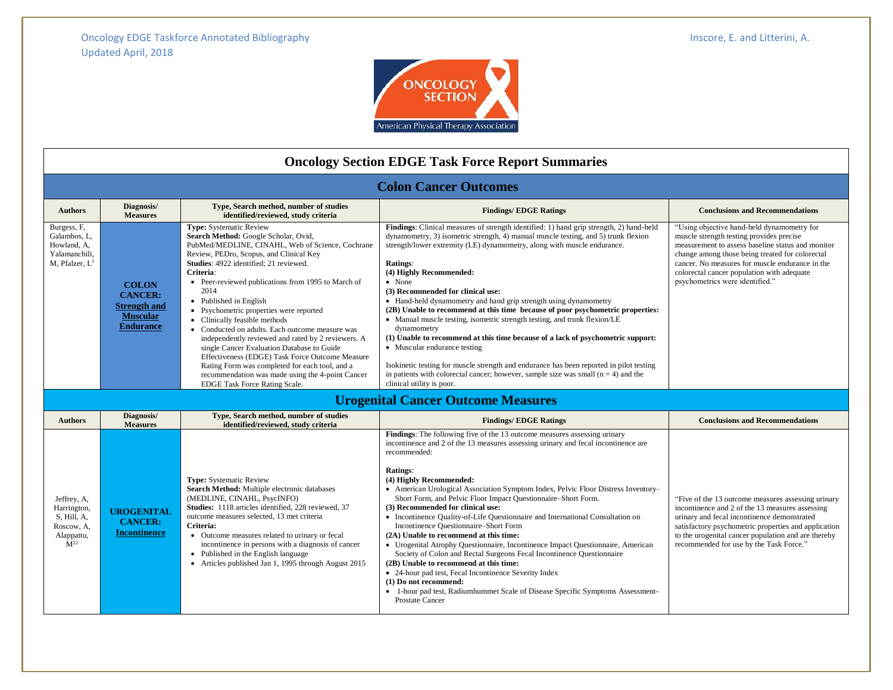Oncology EDGE Taskforce Annotated Bibliography
Updated April, 2018

Inscore, E. and Litterini, A.

# Oncology Section EDGE Task Force Report Summaries

## Colon Cancer Outcomes

| Authors | Diagnosis/ Measures | Type, Search method, number of studies identified/reviewed, study criteria | Findings/ EDGE Ratings | Conclusions and Recommendations |
|---|---|---|---|---|
| Burgess, F, Galambos, L, Howland, A, Yalamanchili, M, Pfalzer, L[1] | **COLON CANCER: Strength and Muscular Endurance** | **Type:** Systematic Review<br>**Search Method:** Google Scholar, Ovid, PubMed/MEDLINE, CINAHL, Web of Science, Cochrane Review, PEDro, Scopus, and Clinical Key<br>**Studies**: 4922 identified; 21 reviewed.<br>**Criteria**:<br>• Peer-reviewed publications from 1995 to March of 2014<br>• Published in English<br>• Psychometric properties were reported<br>• Clinically feasible methods<br>• Conducted on adults. Each outcome measure was independently reviewed and rated by 2 reviewers. A single Cancer Evaluation Database to Guide Effectiveness (EDGE) Task Force Outcome Measure Rating Form was completed for each tool, and a recommendation was made using the 4-point Cancer EDGE Task Force Rating Scale. | **Findings**: Clinical measures of strength identified: 1) hand grip strength, 2) hand-held dynamometry, 3) isometric strength, 4) manual muscle testing, and 5) trunk flexion strength/lower extremity (LE) dynamometry, along with muscle endurance.<br><br>**Ratings**:<br>**(4) Highly Recommended:**<br>• None<br>**(3) Recommended for clinical use:**<br>• Hand-held dynamometry and hand grip strength using dynamometry<br>**(2B) Unable to recommend at this time because of poor psychometric properties:**<br>• Manual muscle testing, isometric strength testing, and trunk flexion/LE dynamometry<br>**(1) Unable to recommend at this time because of a lack of psychometric support:**<br>• Muscular endurance testing<br><br>Isokinetic testing for muscle strength and endurance has been reported in pilot testing in patients with colorectal cancer; however, sample size was small (n = 4) and the clinical utility is poor. | "Using objective hand-held dynamometry for muscle strength testing provides precise measurement to assess baseline status and monitor change among those being treated for colorectal cancer. No measures for muscle endurance in the colorectal cancer population with adequate psychometrics were identified." |

## Urogenital Cancer Outcome Measures

| Authors | Diagnosis/ Measures | Type, Search method, number of studies identified/reviewed, study criteria | Findings/ EDGE Ratings | Conclusions and Recommendations |
|---|---|---|---|---|
| Jeffrey, A, Harrington, S, Hill, A, Roscow, A, Alappattu, M[22] | **UROGENITAL CANCER: Incontinence** | **Type:** Systematic Review<br>**Search Method:** Multiple electronic databases (MEDLINE, CINAHL, PsycINFO)<br>**Studies:** 1118 articles identified, 228 reviewed, 37 outcome measures selected, 13 met criteria<br>**Criteria:**<br>• Outcome measures related to urinary or fecal incontinence in persons with a diagnosis of cancer<br>• Published in the English language<br>• Articles published Jan 1, 1995 through August 2015 | **Findings**: The following five of the 13 outcome measures assessing urinary incontinence and 2 of the 13 measures assessing urinary and fecal incontinence are recommended:<br><br>**Ratings**:<br>**(4) Highly Recommended:**<br>• American Urological Association Symptom Index, Pelvic Floor Distress Inventory–Short Form, and Pelvic Floor Impact Questionnaire–Short Form.<br>**(3) Recommended for clinical use:**<br>• Incontinence Quality-of-Life Questionnaire and International Consultation on Incontinence Questionnaire–Short Form<br>**(2A) Unable to recommend at this time:**<br>• Urogenital Atrophy Questionnaire, Incontinence Impact Questionnaire, American Society of Colon and Rectal Surgeons Fecal Incontinence Questionnaire<br>**(2B) Unable to recommend at this time:**<br>• 24-hour pad test, Fecal Incontinence Severity Index<br>**(1) Do not recommend:**<br>• 1-hour pad test, Radiumhummet Scale of Disease Specific Symptoms Assessment-Prostate Cancer | "Five of the 13 outcome measures assessing urinary incontinence and 2 of the 13 measures assessing urinary and fecal incontinence demonstrated satisfactory psychometric properties and application to the urogenital cancer population and are thereby recommended for use by the Task Force." |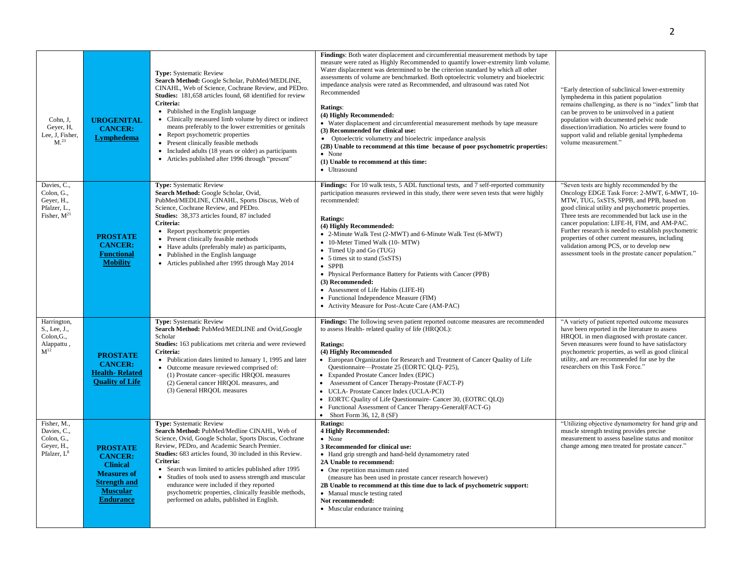| | | | | |
|---|---|---|---|---|
| Cohn, J, Geyer, H, Lee, J, Fisher, M.[23] | **UROGENITAL CANCER: Lymphedema** | **Type:** Systematic Review<br>**Search Method:** Google Scholar, PubMed/MEDLINE, CINAHL, Web of Science, Cochrane Review, and PEDro.<br>**Studies:** 181,658 articles found, 68 identified for review<br>**Criteria:**<br>• Published in the English language<br>• Clinically measured limb volume by direct or indirect means preferably to the lower extremities or genitals<br>• Report psychometric properties<br>• Present clinically feasible methods<br>• Included adults (18 years or older) as participants<br>• Articles published after 1996 through "present" | **Findings**: Both water displacement and circumferential measurement methods by tape measure were rated as Highly Recommended to quantify lower-extremity limb volume. Water displacement was determined to be the criterion standard by which all other assessments of volume are benchmarked. Both optoelectric volumetry and bioelectric impedance analysis were rated as Recommended, and ultrasound was rated Not Recommended<br><br>**Ratings**:<br>**(4) Highly Recommended:**<br>• Water displacement and circumferential measurement methods by tape measure<br>**(3) Recommended for clinical use:**<br>• Optoelectric volumetry and bioelectric impedance analysis<br>**(2B) Unable to recommend at this time because of poor psychometric properties:**<br>• None<br>**(1) Unable to recommend at this time:**<br>• Ultrasound | "Early detection of subclinical lower-extremity lymphedema in this patient population remains challenging, as there is no "index" limb that can be proven to be uninvolved in a patient population with documented pelvic node dissection/irradiation. No articles were found to support valid and reliable genital lymphedema volume measurement." |
| Davies, C., Colon, G., Geyer, H., Pfalzer, L., Fisher, M[21] | **PROSTATE CANCER: Functional Mobility** | **Type:** Systematic Review<br>**Search Method:** Google Scholar, Ovid, PubMed/MEDLINE, CINAHL, Sports Discus, Web of Science, Cochrane Review, and PEDro.<br>**Studies:** 38,373 articles found, 87 included<br>**Criteria:**<br>• Report psychometric properties<br>• Present clinically feasible methods<br>• Have adults (preferably male) as participants,<br>• Published in the English language<br>• Articles published after 1995 through May 2014 | **Findings:** For 10 walk tests, 5 ADL functional tests, and 7 self-reported community participation measures reviewed in this study, there were seven tests that were highly recommended:<br><br>**Ratings:**<br>**(4) Highly Recommended:**<br>• 2-Minute Walk Test (2-MWT) and 6-Minute Walk Test (6-MWT)<br>• 10-Meter Timed Walk (10- MTW)<br>• Timed Up and Go (TUG)<br>• 5 times sit to stand (5xSTS)<br>• SPPB<br>• Physical Performance Battery for Patients with Cancer (PPB)<br>**(3) Recommended:**<br>• Assessment of Life Habits (LIFE-H)<br>• Functional Independence Measure (FIM)<br>• Activity Measure for Post-Acute Care (AM-PAC) | "Seven tests are highly recommended by the Oncology EDGE Task Force: 2-MWT, 6-MWT, 10-MTW, TUG, 5xSTS, SPPB, and PPB, based on good clinical utility and psychometric properties. Three tests are recommended but lack use in the cancer population: LIFE-H, FIM, and AM-PAC. Further research is needed to establish psychometric properties of other current measures, including validation among PCS, or to develop new assessment tools in the prostate cancer population." |
| Harrington, S., Lee, J., Colon,G., Alappattu , M[12] | **PROSTATE CANCER: Health- Related Quality of Life** | **Type:** Systematic Review<br>**Search Method:** PubMed/MEDLINE and Ovid,Google Scholar<br>**Studies:** 163 publications met criteria and were reviewed<br>**Criteria:**<br>• Publication dates limited to January 1, 1995 and later<br>• Outcome measure reviewed comprised of:<br>(1) Prostate cancer–specific HRQOL measures<br>(2) General cancer HRQOL measures, and<br>(3) General HRQOL measures | **Findings:** The following seven patient reported outcome measures are recommended to assess Health- related quality of life (HRQOL):<br><br>**Ratings:**<br>**(4) Highly Recommended**<br>• European Organization for Research and Treatment of Cancer Quality of Life Questionnaire—Prostate 25 (EORTC QLQ- P25),<br>• Expanded Prostate Cancer Index (EPIC)<br>• Assessment of Cancer Therapy-Prostate (FACT-P)<br>• UCLA- Prostate Cancer Index (UCLA-PCI)<br>• EORTC Quality of Life Questionnaire- Cancer 30, (EOTRC QLQ)<br>• Functional Assessment of Cancer Therapy-General(FACT-G)<br>• Short Form 36, 12, 8 (SF) | "A variety of patient reported outcome measures have been reported in the literature to assess HRQOL in men diagnosed with prostate cancer. Seven measures were found to have satisfactory psychometric properties, as well as good clinical utility, and are recommended for use by the researchers on this Task Force." |
| Fisher, M., Davies, C., Colon, G., Geyer, H., Pfalzer, L[8] | **PROSTATE CANCER: Clinical Measures of Strength and Muscular Endurance** | **Type:** Systematic Review<br>**Search Method:** PubMed/Medline CINAHL, Web of Science, Ovid, Google Scholar, Sports Discus, Cochrane Review, PEDro, and Academic Search Premier.<br>**Studies:** 683 articles found, 30 included in this Review.<br>**Criteria:**<br>• Search was limited to articles published after 1995<br>• Studies of tools used to assess strength and muscular endurance were included if they reported psychometric properties, clinically feasible methods, performed on adults, published in English. | **Ratings:**<br>**4 Highly Recommended:**<br>• None<br>**3 Recommended for clinical use:**<br>• Hand grip strength and hand-held dynamometry rated<br>**2A Unable to recommend:**<br>• One repetition maximum rated<br>(measure has been used in prostate cancer research however)<br>**2B Unable to recommend at this time due to lack of psychometric support:**<br>• Manual muscle testing rated<br>**Not recommended:**<br>• Muscular endurance training | "Utilizing objective dynamometry for hand grip and muscle strength testing provides precise measurement to assess baseline status and monitor change among men treated for prostate cancer." |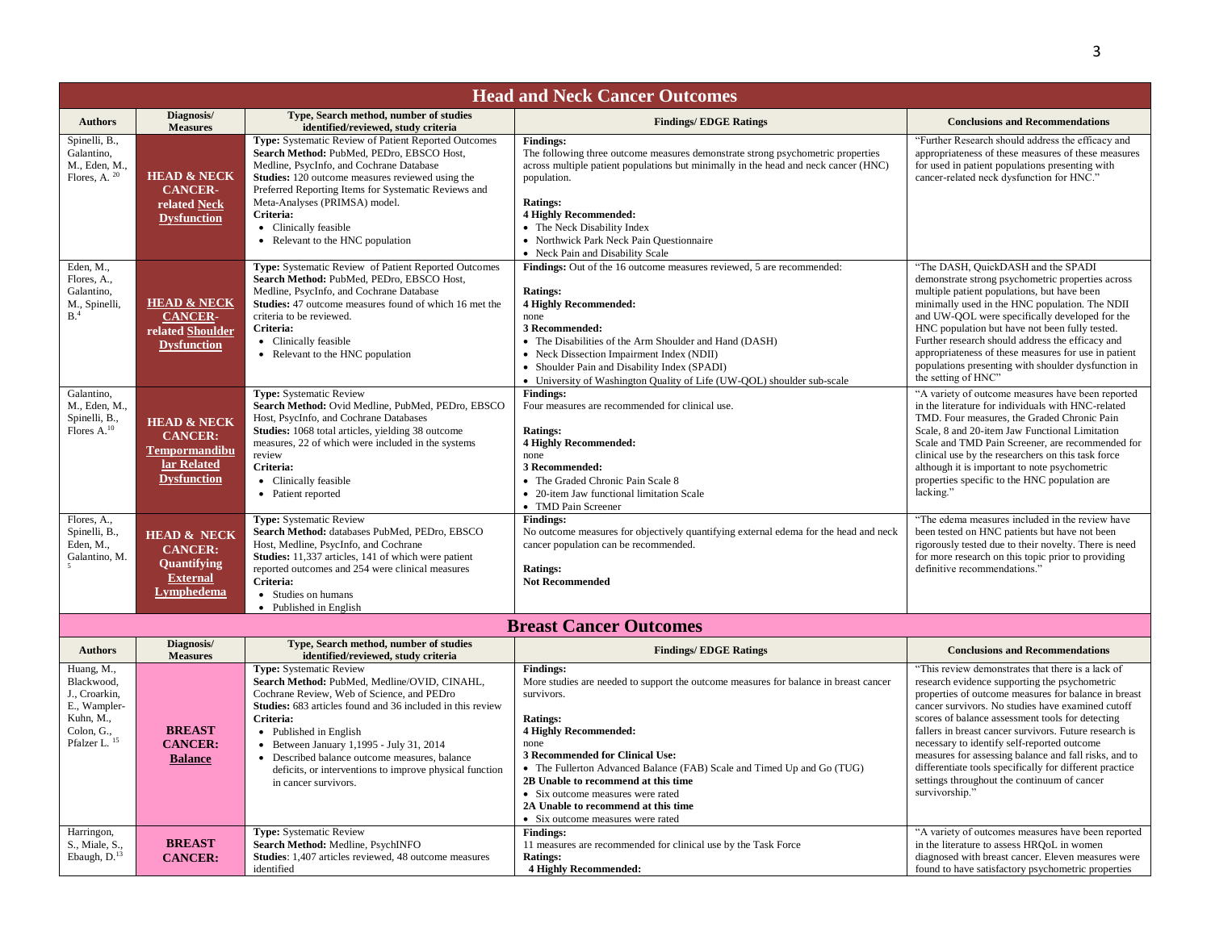## Head and Neck Cancer Outcomes

| Authors | Diagnosis/ Measures | Type, Search method, number of studies identified/reviewed, study criteria | Findings/ EDGE Ratings | Conclusions and Recommendations |
|---|---|---|---|---|
| Spinelli, B., Galantino, M., Eden, M., Flores, A. [20] | **HEAD & NECK CANCER-related Neck Dysfunction** | **Type:** Systematic Review of Patient Reported Outcomes<br>**Search Method:** PubMed, PEDro, EBSCO Host, Medline, PsycInfo, and Cochrane Database<br>**Studies:** 120 outcome measures reviewed using the Preferred Reporting Items for Systematic Reviews and Meta-Analyses (PRIMSA) model.<br>**Criteria:**<br>• Clinically feasible<br>• Relevant to the HNC population | **Findings:**<br>The following three outcome measures demonstrate strong psychometric properties across multiple patient populations but minimally in the head and neck cancer (HNC) population.<br><br>**Ratings:**<br>**4 Highly Recommended:**<br>• The Neck Disability Index<br>• Northwick Park Neck Pain Questionnaire<br>• Neck Pain and Disability Scale | "Further Research should address the efficacy and appropriateness of these measures of these measures for used in patient populations presenting with cancer-related neck dysfunction for HNC." |
| Eden, M., Flores, A., Galantino, M., Spinelli, B. [4] | **HEAD & NECK CANCER-related Shoulder Dysfunction** | **Type:** Systematic Review of Patient Reported Outcomes<br>**Search Method:** PubMed, PEDro, EBSCO Host, Medline, PsycInfo, and Cochrane Database<br>**Studies:** 47 outcome measures found of which 16 met the criteria to be reviewed.<br>**Criteria:**<br>• Clinically feasible<br>• Relevant to the HNC population | **Findings:** Out of the 16 outcome measures reviewed, 5 are recommended:<br><br>**Ratings:**<br>**4 Highly Recommended:**<br>none<br>**3 Recommended:**<br>• The Disabilities of the Arm Shoulder and Hand (DASH)<br>• Neck Dissection Impairment Index (NDII)<br>• Shoulder Pain and Disability Index (SPADI)<br>• University of Washington Quality of Life (UW-QOL) shoulder sub-scale | "The DASH, QuickDASH and the SPADI demonstrate strong psychometric properties across multiple patient populations, but have been minimally used in the HNC population. The NDII and UW-QOL were specifically developed for the HNC population but have not been fully tested. Further research should address the efficacy and appropriateness of these measures for use in patient populations presenting with shoulder dysfunction in the setting of HNC" |
| Galantino, M., Eden, M., Spinelli, B., Flores A. [10] | **HEAD & NECK CANCER: Temporomandibular Related Dysfunction** | **Type:** Systematic Review<br>**Search Method:** Ovid Medline, PubMed, PEDro, EBSCO Host, PsycInfo, and Cochrane Databases<br>**Studies:** 1068 total articles, yielding 38 outcome measures, 22 of which were included in the systems review<br>**Criteria:**<br>• Clinically feasible<br>• Patient reported | **Findings:**<br>Four measures are recommended for clinical use.<br><br>**Ratings:**<br>**4 Highly Recommended:**<br>none<br>**3 Recommended:**<br>• The Graded Chronic Pain Scale 8<br>• 20-item Jaw functional limitation Scale<br>• TMD Pain Screener | "A variety of outcome measures have been reported in the literature for individuals with HNC-related TMD. Four measures, the Graded Chronic Pain Scale, 8 and 20-item Jaw Functional Limitation Scale and TMD Pain Screener, are recommended for clinical use by the researchers on this task force although it is important to note psychometric properties specific to the HNC population are lacking." |
| Flores, A., Spinelli, B., Eden, M., Galantino, M. [5] | **HEAD & NECK CANCER: Quantifying External Lymphedema** | **Type:** Systematic Review<br>**Search Method:** databases PubMed, PEDro, EBSCO Host, Medline, PsycInfo, and Cochrane<br>**Studies:** 11,337 articles, 141 of which were patient reported outcomes and 254 were clinical measures<br>**Criteria:**<br>• Studies on humans<br>• Published in English | **Findings:**<br>No outcome measures for objectively quantifying external edema for the head and neck cancer population can be recommended.<br><br>**Ratings:**<br>**Not Recommended** | "The edema measures included in the review have been tested on HNC patients but have not been rigorously tested due to their novelty. There is need for more research on this topic prior to providing definitive recommendations." |

## Breast Cancer Outcomes

| Authors | Diagnosis/ Measures | Type, Search method, number of studies identified/reviewed, study criteria | Findings/ EDGE Ratings | Conclusions and Recommendations |
|---|---|---|---|---|
| Huang, M., Blackwood, J., Croarkin, E., Wampler-Kuhn, M., Colon, G., Pfalzer L. [15] | **BREAST CANCER: Balance** | **Type:** Systematic Review<br>**Search Method:** PubMed, Medline/OVID, CINAHL, Cochrane Review, Web of Science, and PEDro<br>**Studies:** 683 articles found and 36 included in this review<br>**Criteria:**<br>• Published in English<br>• Between January 1,1995 - July 31, 2014<br>• Described balance outcome measures, balance deficits, or interventions to improve physical function in cancer survivors. | **Findings:**<br>More studies are needed to support the outcome measures for balance in breast cancer survivors.<br><br>**Ratings:**<br>**4 Highly Recommended:**<br>none<br>**3 Recommended for Clinical Use:**<br>• The Fullerton Advanced Balance (FAB) Scale and Timed Up and Go (TUG)<br>**2B Unable to recommend at this time**<br>• Six outcome measures were rated<br>**2A Unable to recommend at this time**<br>• Six outcome measures were rated | "This review demonstrates that there is a lack of research evidence supporting the psychometric properties of outcome measures for balance in breast cancer survivors. No studies have examined cutoff scores of balance assessment tools for detecting fallers in breast cancer survivors. Future research is necessary to identify self-reported outcome measures for assessing balance and fall risks, and to differentiate tools specifically for different practice settings throughout the continuum of cancer survivorship." |
| Harringon, S., Miale, S., Ebaugh, D. [13] | **BREAST CANCER:** | **Type:** Systematic Review<br>**Search Method:** Medline, PsychINFO<br>**Studies**: 1,407 articles reviewed, 48 outcome measures identified | **Findings:**<br>11 measures are recommended for clinical use by the Task Force<br>**Ratings:**<br>**4 Highly Recommended:** | "A variety of outcomes measures have been reported in the literature to assess HRQoL in women diagnosed with breast cancer. Eleven measures were found to have satisfactory psychometric properties |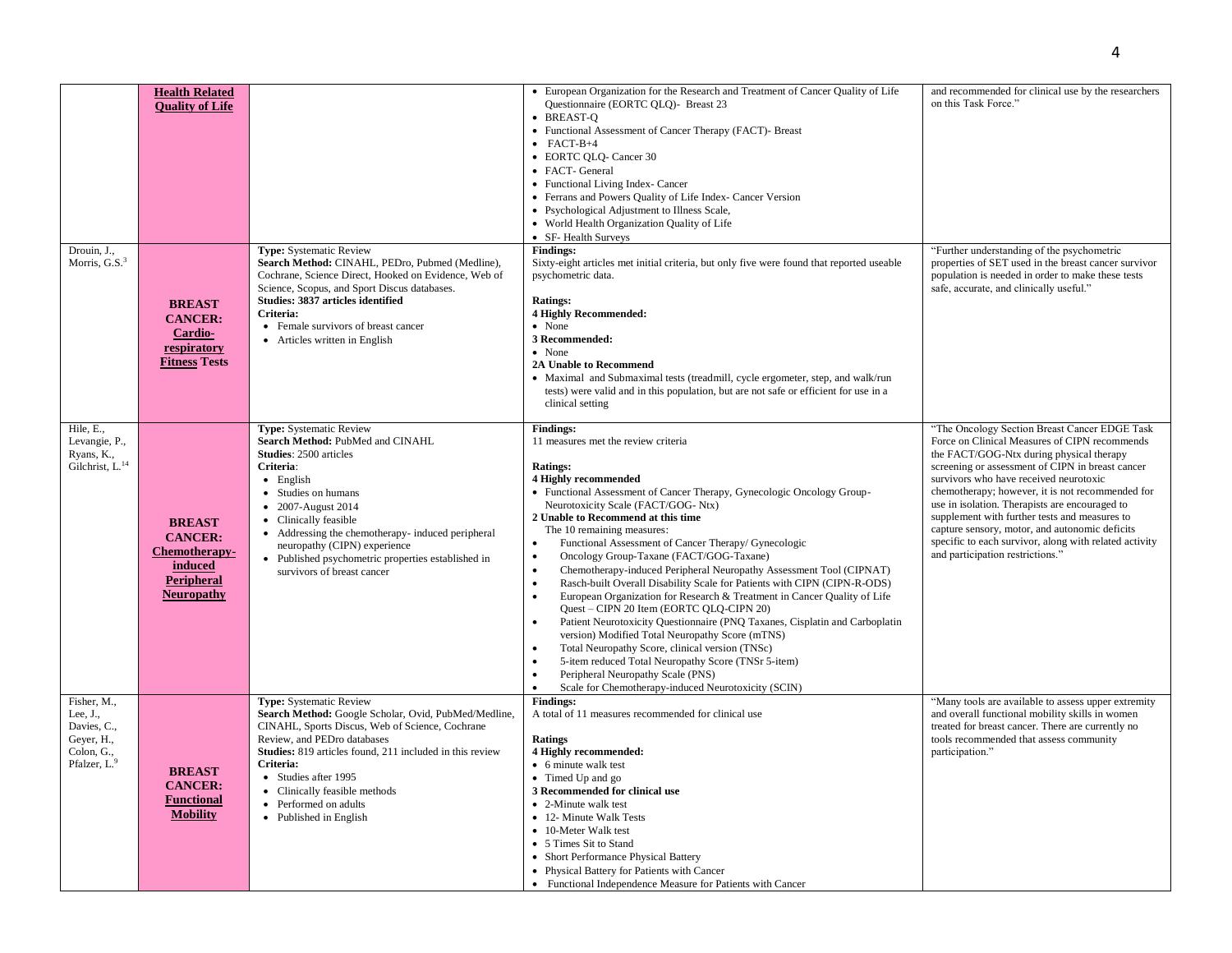| | | | | |
|---|---|---|---|---|
| | **Health Related Quality of Life** | | • European Organization for the Research and Treatment of Cancer Quality of Life Questionnaire (EORTC QLQ)- Breast 23<br>• BREAST-Q<br>• Functional Assessment of Cancer Therapy (FACT)- Breast<br>• FACT-B+4<br>• EORTC QLQ- Cancer 30<br>• FACT- General<br>• Functional Living Index- Cancer<br>• Ferrans and Powers Quality of Life Index- Cancer Version<br>• Psychological Adjustment to Illness Scale,<br>• World Health Organization Quality of Life<br>• SF- Health Surveys | and recommended for clinical use by the researchers on this Task Force." |
| Drouin, J., Morris, G.S.[3] | **BREAST CANCER: Cardio-respiratory Fitness Tests** | **Type:** Systematic Review<br>**Search Method:** CINAHL, PEDro, Pubmed (Medline), Cochrane, Science Direct, Hooked on Evidence, Web of Science, Scopus, and Sport Discus databases.<br>**Studies: 3837 articles identified**<br>**Criteria:**<br>• Female survivors of breast cancer<br>• Articles written in English | **Findings:**<br>Sixty-eight articles met initial criteria, but only five were found that reported useable psychometric data.<br><br>**Ratings:**<br>**4 Highly Recommended:**<br>• None<br>**3 Recommended:**<br>• None<br>**2A Unable to Recommend**<br>• Maximal and Submaximal tests (treadmill, cycle ergometer, step, and walk/run tests) were valid and in this population, but are not safe or efficient for use in a clinical setting | "Further understanding of the psychometric properties of SET used in the breast cancer survivor population is needed in order to make these tests safe, accurate, and clinically useful." |
| Hile, E., Levangie, P., Ryans, K., Gilchrist, L.[14] | **BREAST CANCER: Chemotherapy-induced Peripheral Neuropathy** | **Type:** Systematic Review<br>**Search Method:** PubMed and CINAHL<br>**Studies**: 2500 articles<br>**Criteria**:<br>• English<br>• Studies on humans<br>• 2007-August 2014<br>• Clinically feasible<br>• Addressing the chemotherapy- induced peripheral neuropathy (CIPN) experience<br>• Published psychometric properties established in survivors of breast cancer | **Findings:**<br>11 measures met the review criteria<br><br>**Ratings:**<br>**4 Highly recommended**<br>• Functional Assessment of Cancer Therapy, Gynecologic Oncology Group-Neurotoxicity Scale (FACT/GOG- Ntx)<br>**2 Unable to Recommend at this time**<br>The 10 remaining measures:<br>• Functional Assessment of Cancer Therapy/ Gynecologic<br>• Oncology Group-Taxane (FACT/GOG-Taxane)<br>• Chemotherapy-induced Peripheral Neuropathy Assessment Tool (CIPNAT)<br>• Rasch-built Overall Disability Scale for Patients with CIPN (CIPN-R-ODS)<br>• European Organization for Research & Treatment in Cancer Quality of Life Quest – CIPN 20 Item (EORTC QLQ-CIPN 20)<br>• Patient Neurotoxicity Questionnaire (PNQ Taxanes, Cisplatin and Carboplatin version) Modified Total Neuropathy Score (mTNS)<br>• Total Neuropathy Score, clinical version (TNSc)<br>• 5-item reduced Total Neuropathy Score (TNSr 5-item)<br>• Peripheral Neuropathy Scale (PNS)<br>• Scale for Chemotherapy-induced Neurotoxicity (SCIN) | "The Oncology Section Breast Cancer EDGE Task Force on Clinical Measures of CIPN recommends the FACT/GOG-Ntx during physical therapy screening or assessment of CIPN in breast cancer survivors who have received neurotoxic chemotherapy; however, it is not recommended for use in isolation. Therapists are encouraged to supplement with further tests and measures to capture sensory, motor, and autonomic deficits specific to each survivor, along with related activity and participation restrictions." |
| Fisher, M., Lee, J., Davies, C., Geyer, H., Colon, G., Pfalzer, L.[9] | **BREAST CANCER: Functional Mobility** | **Type:** Systematic Review<br>**Search Method:** Google Scholar, Ovid, PubMed/Medline, CINAHL, Sports Discus, Web of Science, Cochrane Review, and PEDro databases<br>**Studies:** 819 articles found, 211 included in this review<br>**Criteria:**<br>• Studies after 1995<br>• Clinically feasible methods<br>• Performed on adults<br>• Published in English | **Findings:**<br>A total of 11 measures recommended for clinical use<br><br>**Ratings**<br>**4 Highly recommended:**<br>• 6 minute walk test<br>• Timed Up and go<br>**3 Recommended for clinical use**<br>• 2-Minute walk test<br>• 12- Minute Walk Tests<br>• 10-Meter Walk test<br>• 5 Times Sit to Stand<br>• Short Performance Physical Battery<br>• Physical Battery for Patients with Cancer<br>• Functional Independence Measure for Patients with Cancer | "Many tools are available to assess upper extremity and overall functional mobility skills in women treated for breast cancer. There are currently no tools recommended that assess community participation." |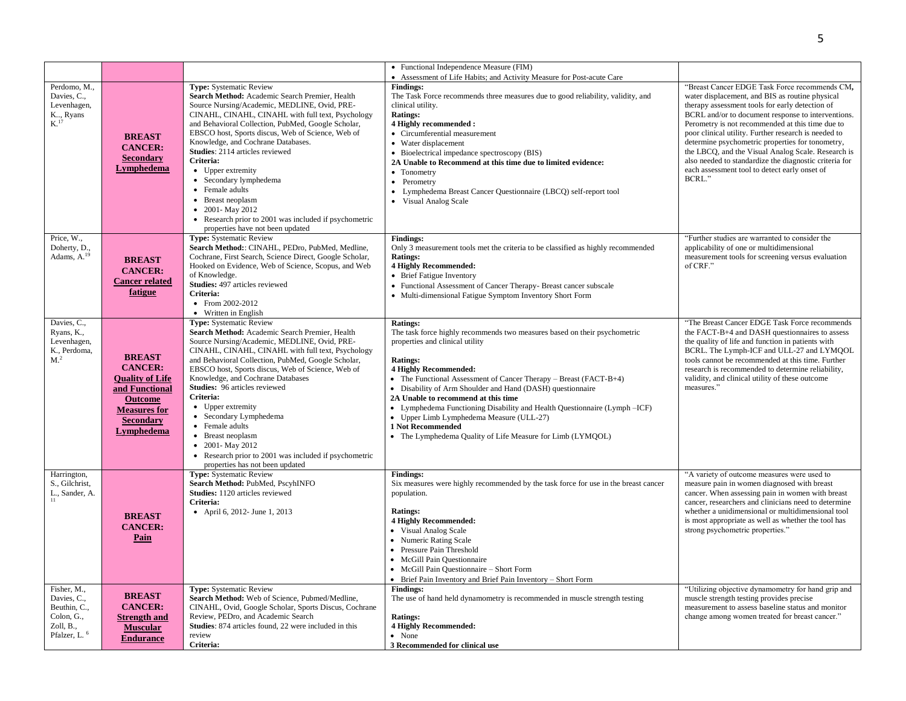| | | | • Functional Independence Measure (FIM)<br>• Assessment of Life Habits; and Activity Measure for Post-acute Care | |
|---|---|---|---|---|
| Perdomo, M., Davies, C., Levenhagen, K.., Ryans K.[17] | **BREAST CANCER: Secondary Lymphedema** | **Type:** Systematic Review<br>**Search Method:** Academic Search Premier, Health Source Nursing/Academic, MEDLINE, Ovid, PRE-CINAHL, CINAHL, CINAHL with full text, Psychology and Behavioral Collection, PubMed, Google Scholar, EBSCO host, Sports discus, Web of Science, Web of Knowledge, and Cochrane Databases.<br>**Studies**: 2114 articles reviewed<br>**Criteria:**<br>• Upper extremity<br>• Secondary lymphedema<br>• Female adults<br>• Breast neoplasm<br>• 2001- May 2012<br>• Research prior to 2001 was included if psychometric properties have not been updated | **Findings:**<br>The Task Force recommends three measures due to good reliability, validity, and clinical utility.<br>**Ratings:**<br>**4 Highly recommended :**<br>• Circumferential measurement<br>• Water displacement<br>• Bioelectrical impedance spectroscopy (BIS)<br>**2A Unable to Recommend at this time due to limited evidence:**<br>• Tonometry<br>• Perometry<br>• Lymphedema Breast Cancer Questionnaire (LBCQ) self-report tool<br>• Visual Analog Scale | "Breast Cancer EDGE Task Force recommends CM, water displacement, and BIS as routine physical therapy assessment tools for early detection of BCRL and/or to document response to interventions. Perometry is not recommended at this time due to poor clinical utility. Further research is needed to determine psychometric properties for tonometry, the LBCQ, and the Visual Analog Scale. Research is also needed to standardize the diagnostic criteria for each assessment tool to detect early onset of BCRL." |
| Price, W., Doherty, D., Adams, A.[19] | **BREAST CANCER: Cancer related fatigue** | **Type:** Systematic Review<br>**Search Method:**: CINAHL, PEDro, PubMed, Medline, Cochrane, First Search, Science Direct, Google Scholar, Hooked on Evidence, Web of Science, Scopus, and Web of Knowledge.<br>**Studies:** 497 articles reviewed<br>**Criteria:**<br>• From 2002-2012<br>• Written in English | **Findings:**<br>Only 3 measurement tools met the criteria to be classified as highly recommended<br>**Ratings:**<br>**4 Highly Recommended:**<br>• Brief Fatigue Inventory<br>• Functional Assessment of Cancer Therapy- Breast cancer subscale<br>• Multi-dimensional Fatigue Symptom Inventory Short Form | "Further studies are warranted to consider the applicability of one or multidimensional measurement tools for screening versus evaluation of CRF." |
| Davies, C., Ryans, K., Levenhagen, K., Perdoma, M.[2] | **BREAST CANCER: Quality of Life and Functional Outcome Measures for Secondary Lymphedema** | **Type:** Systematic Review<br>**Search Method:** Academic Search Premier, Health Source Nursing/Academic, MEDLINE, Ovid, PRE-CINAHL, CINAHL, CINAHL with full text, Psychology and Behavioral Collection, PubMed, Google Scholar, EBSCO host, Sports discus, Web of Science, Web of Knowledge, and Cochrane Databases<br>**Studies:** 96 articles reviewed<br>**Criteria:**<br>• Upper extremity<br>• Secondary Lymphedema<br>• Female adults<br>• Breast neoplasm<br>• 2001- May 2012<br>• Research prior to 2001 was included if psychometric properties has not been updated | **Ratings:**<br>The task force highly recommends two measures based on their psychometric properties and clinical utility<br><br>**Ratings:**<br>**4 Highly Recommended:**<br>• The Functional Assessment of Cancer Therapy – Breast (FACT-B+4)<br>• Disability of Arm Shoulder and Hand (DASH) questionnaire<br>**2A Unable to recommend at this time**<br>• Lymphedema Functioning Disability and Health Questionnaire (Lymph –ICF)<br>• Upper Limb Lymphedema Measure (ULL-27)<br>**1 Not Recommended**<br>• The Lymphedema Quality of Life Measure for Limb (LYMQOL) | "The Breast Cancer EDGE Task Force recommends the FACT-B+4 and DASH questionnaires to assess the quality of life and function in patients with BCRL. The Lymph-ICF and ULL-27 and LYMQOL tools cannot be recommended at this time. Further research is recommended to determine reliability, validity, and clinical utility of these outcome measures." |
| Harrington, S., Gilchrist, L., Sander, A.[11] | **BREAST CANCER: Pain** | **Type:** Systematic Review<br>**Search Method:** PubMed, PscyhINFO<br>**Studies:** 1120 articles reviewed<br>**Criteria:**<br>• April 6, 2012- June 1, 2013 | **Findings:**<br>Six measures were highly recommended by the task force for use in the breast cancer population.<br><br>**Ratings:**<br>**4 Highly Recommended:**<br>• Visual Analog Scale<br>• Numeric Rating Scale<br>• Pressure Pain Threshold<br>• McGill Pain Questionnaire<br>• McGill Pain Questionnaire – Short Form<br>• Brief Pain Inventory and Brief Pain Inventory – Short Form | "A variety of outcome measures were used to measure pain in women diagnosed with breast cancer. When assessing pain in women with breast cancer, researchers and clinicians need to determine whether a unidimensional or multidimensional tool is most appropriate as well as whether the tool has strong psychometric properties." |
| Fisher, M., Davies, C., Beuthin, C., Colon, G., Zoll, B., Pfalzer, L.[6] | **BREAST CANCER: Strength and Muscular Endurance** | **Type:** Systematic Review<br>**Search Method:** Web of Science, Pubmed/Medline, CINAHL, Ovid, Google Scholar, Sports Discus, Cochrane Review, PEDro, and Academic Search<br>**Studies**: 874 articles found, 22 were included in this review<br>**Criteria:** | **Findings:**<br>The use of hand held dynamometry is recommended in muscle strength testing<br><br>**Ratings:**<br>**4 Highly Recommended:**<br>• None<br>**3 Recommended for clinical use** | "Utilizing objective dynamometry for hand grip and muscle strength testing provides precise measurement to assess baseline status and monitor change among women treated for breast cancer." |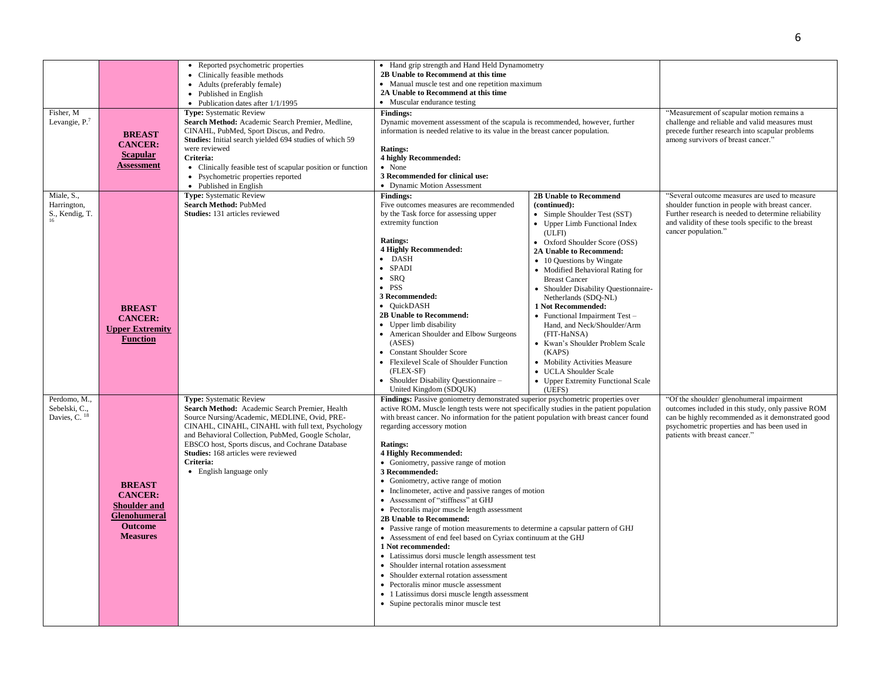| | | | | |
|---|---|---|---|---|
| | | • Reported psychometric properties<br>• Clinically feasible methods<br>• Adults (preferably female)<br>• Published in English<br>• Publication dates after 1/1/1995 | • Hand grip strength and Hand Held Dynamometry<br>**2B Unable to Recommend at this time**<br>• Manual muscle test and one repetition maximum<br>**2A Unable to Recommend at this time**<br>• Muscular endurance testing | |
| Fisher, M Levangie, P.[7] | **BREAST CANCER: Scapular Assessment** | **Type:** Systematic Review<br>**Search Method:** Academic Search Premier, Medline, CINAHL, PubMed, Sport Discus, and Pedro.<br>**Studies:** Initial search yielded 694 studies of which 59 were reviewed<br>**Criteria:**<br>• Clinically feasible test of scapular position or function<br>• Psychometric properties reported<br>• Published in English | **Findings:**<br>Dynamic movement assessment of the scapula is recommended, however, further information is needed relative to its value in the breast cancer population.<br><br>**Ratings:**<br>**4 highly Recommended:**<br>• None<br>**3 Recommended for clinical use:**<br>• Dynamic Motion Assessment | "Measurement of scapular motion remains a challenge and reliable and valid measures must precede further research into scapular problems among survivors of breast cancer." |
| Miale, S., Harrington, S., Kendig, T.[16] | **BREAST CANCER: Upper Extremity Function** | **Type:** Systematic Review<br>**Search Method:** PubMed<br>**Studies:** 131 articles reviewed | **Findings:**<br>Five outcomes measures are recommended by the Task force for assessing upper extremity function<br><br>**Ratings:**<br>**4 Highly Recommended:**<br>• DASH<br>• SPADI<br>• SRQ<br>• PSS<br>**3 Recommended:**<br>• QuickDASH<br>**2B Unable to Recommend:**<br>• Upper limb disability<br>• American Shoulder and Elbow Surgeons (ASES)<br>• Constant Shoulder Score<br>• Flexilevel Scale of Shoulder Function (FLEX-SF)<br>• Shoulder Disability Questionnaire – United Kingdom (SDQUK)<br>**2B Unable to Recommend (continued):**<br>• Simple Shoulder Test (SST)<br>• Upper Limb Functional Index (ULFI)<br>• Oxford Shoulder Score (OSS)<br>**2A Unable to Recommend:**<br>• 10 Questions by Wingate<br>• Modified Behavioral Rating for Breast Cancer<br>• Shoulder Disability Questionnaire-Netherlands (SDQ-NL)<br>**1 Not Recommended:**<br>• Functional Impairment Test – Hand, and Neck/Shoulder/Arm (FIT-HaNSA)<br>• Kwan's Shoulder Problem Scale (KAPS)<br>• Mobility Activities Measure<br>• UCLA Shoulder Scale<br>• Upper Extremity Functional Scale (UEFS) | "Several outcome measures are used to measure shoulder function in people with breast cancer. Further research is needed to determine reliability and validity of these tools specific to the breast cancer population." |
| Perdomo, M., Sebelski, C., Davies, C.[18] | **BREAST CANCER: Shoulder and Glenohumeral Outcome Measures** | **Type:** Systematic Review<br>**Search Method:** Academic Search Premier, Health Source Nursing/Academic, MEDLINE, Ovid, PRE-CINAHL, CINAHL, CINAHL with full text, Psychology and Behavioral Collection, PubMed, Google Scholar, EBSCO host, Sports discus, and Cochrane Database<br>**Studies:** 168 articles were reviewed<br>**Criteria:**<br>• English language only | **Findings:** Passive goniometry demonstrated superior psychometric properties over active ROM**.** Muscle length tests were not specifically studies in the patient population with breast cancer. No information for the patient population with breast cancer found regarding accessory motion<br><br>**Ratings:**<br>**4 Highly Recommended:**<br>• Goniometry, passive range of motion<br>**3 Recommended:**<br>• Goniometry, active range of motion<br>• Inclinometer, active and passive ranges of motion<br>• Assessment of "stiffness" at GHJ<br>• Pectoralis major muscle length assessment<br>**2B Unable to Recommend:**<br>• Passive range of motion measurements to determine a capsular pattern of GHJ<br>• Assessment of end feel based on Cyriax continuum at the GHJ<br>**1 Not recommended:**<br>• Latissimus dorsi muscle length assessment test<br>• Shoulder internal rotation assessment<br>• Shoulder external rotation assessment<br>• Pectoralis minor muscle assessment<br>• 1 Latissimus dorsi muscle length assessment<br>• Supine pectoralis minor muscle test | "Of the shoulder/ glenohumeral impairment outcomes included in this study, only passive ROM can be highly recommended as it demonstrated good psychometric properties and has been used in patients with breast cancer." |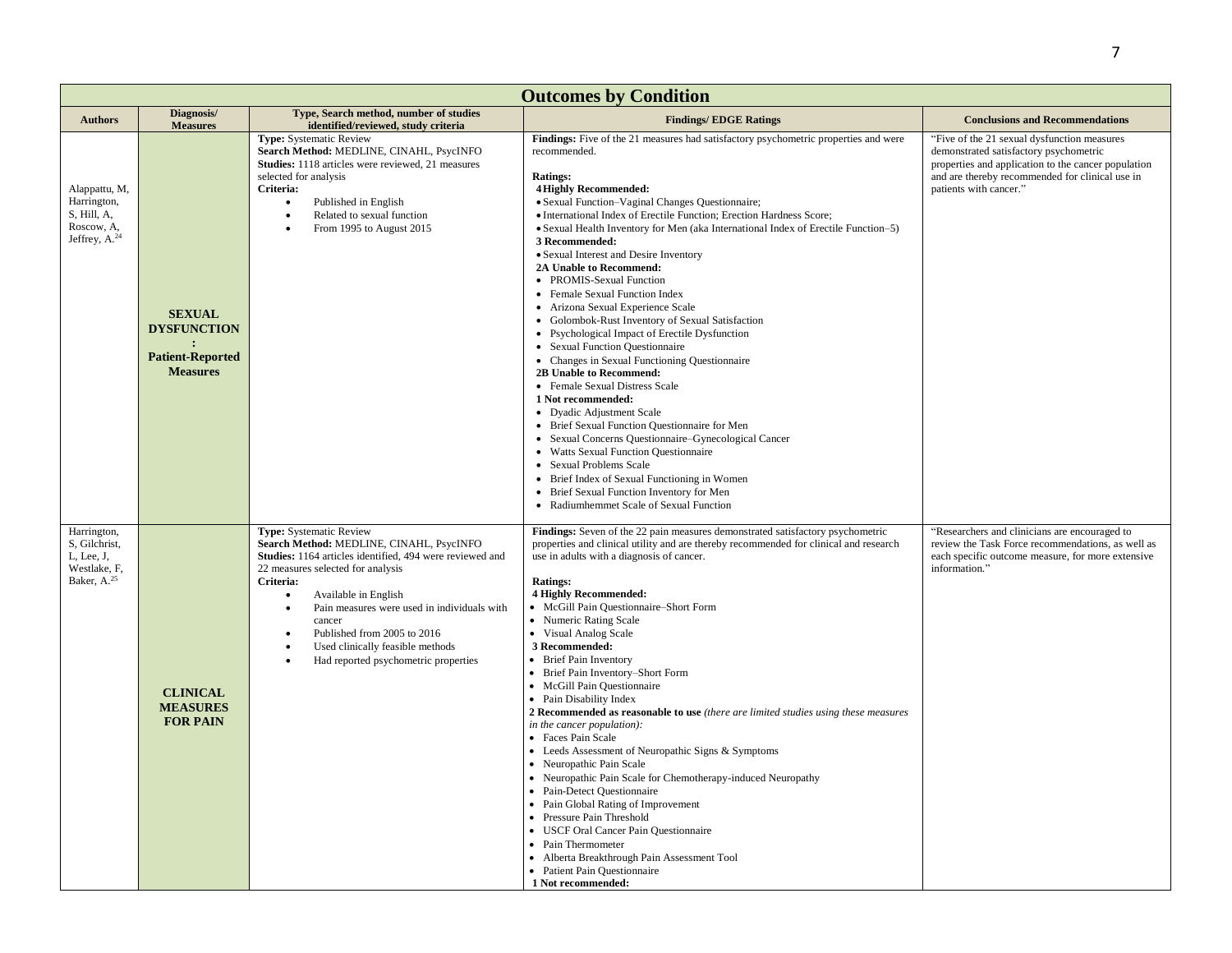| Outcomes by Condition | | | | |
|---|---|---|---|---|
| **Authors** | **Diagnosis/ Measures** | **Type, Search method, number of studies identified/reviewed, study criteria** | **Findings/ EDGE Ratings** | **Conclusions and Recommendations** |
| Alappattu, M, Harrington, S, Hill, A, Roscow, A, Jeffrey, A.[24] | **SEXUAL DYSFUNCTION: Patient-Reported Measures** | **Type:** Systematic Review<br>**Search Method:** MEDLINE, CINAHL, PsycINFO<br>**Studies:** 1118 articles were reviewed, 21 measures selected for analysis<br>**Criteria:**<br>• Published in English<br>• Related to sexual function<br>• From 1995 to August 2015 | **Findings:** Five of the 21 measures had satisfactory psychometric properties and were recommended.<br><br>**Ratings:**<br>**4 Highly Recommended:**<br>• Sexual Function–Vaginal Changes Questionnaire;<br>• International Index of Erectile Function; Erection Hardness Score;<br>• Sexual Health Inventory for Men (aka International Index of Erectile Function–5)<br>**3 Recommended:**<br>• Sexual Interest and Desire Inventory<br>**2A Unable to Recommend:**<br>• PROMIS-Sexual Function<br>• Female Sexual Function Index<br>• Arizona Sexual Experience Scale<br>• Golombok-Rust Inventory of Sexual Satisfaction<br>• Psychological Impact of Erectile Dysfunction<br>• Sexual Function Questionnaire<br>• Changes in Sexual Functioning Questionnaire<br>**2B Unable to Recommend:**<br>• Female Sexual Distress Scale<br>**1 Not recommended:**<br>• Dyadic Adjustment Scale<br>• Brief Sexual Function Questionnaire for Men<br>• Sexual Concerns Questionnaire–Gynecological Cancer<br>• Watts Sexual Function Questionnaire<br>• Sexual Problems Scale<br>• Brief Index of Sexual Functioning in Women<br>• Brief Sexual Function Inventory for Men<br>• Radiumhemmet Scale of Sexual Function | "Five of the 21 sexual dysfunction measures demonstrated satisfactory psychometric properties and application to the cancer population and are thereby recommended for clinical use in patients with cancer." |
| Harrington, S, Gilchrist, L, Lee, J, Westlake, F, Baker, A.[25] | **CLINICAL MEASURES FOR PAIN** | **Type:** Systematic Review<br>**Search Method:** MEDLINE, CINAHL, PsycINFO<br>**Studies:** 1164 articles identified, 494 were reviewed and 22 measures selected for analysis<br>**Criteria:**<br>• Available in English<br>• Pain measures were used in individuals with cancer<br>• Published from 2005 to 2016<br>• Used clinically feasible methods<br>• Had reported psychometric properties | **Findings:** Seven of the 22 pain measures demonstrated satisfactory psychometric properties and clinical utility and are thereby recommended for clinical and research use in adults with a diagnosis of cancer.<br><br>**Ratings:**<br>**4 Highly Recommended:**<br>• McGill Pain Questionnaire–Short Form<br>• Numeric Rating Scale<br>• Visual Analog Scale<br>**3 Recommended:**<br>• Brief Pain Inventory<br>• Brief Pain Inventory–Short Form<br>• McGill Pain Questionnaire<br>• Pain Disability Index<br>**2 Recommended as reasonable to use** *(there are limited studies using these measures in the cancer population):*<br>• Faces Pain Scale<br>• Leeds Assessment of Neuropathic Signs & Symptoms<br>• Neuropathic Pain Scale<br>• Neuropathic Pain Scale for Chemotherapy-induced Neuropathy<br>• Pain-Detect Questionnaire<br>• Pain Global Rating of Improvement<br>• Pressure Pain Threshold<br>• USCF Oral Cancer Pain Questionnaire<br>• Pain Thermometer<br>• Alberta Breakthrough Pain Assessment Tool<br>• Patient Pain Questionnaire<br>**1 Not recommended:** | "Researchers and clinicians are encouraged to review the Task Force recommendations, as well as each specific outcome measure, for more extensive information." |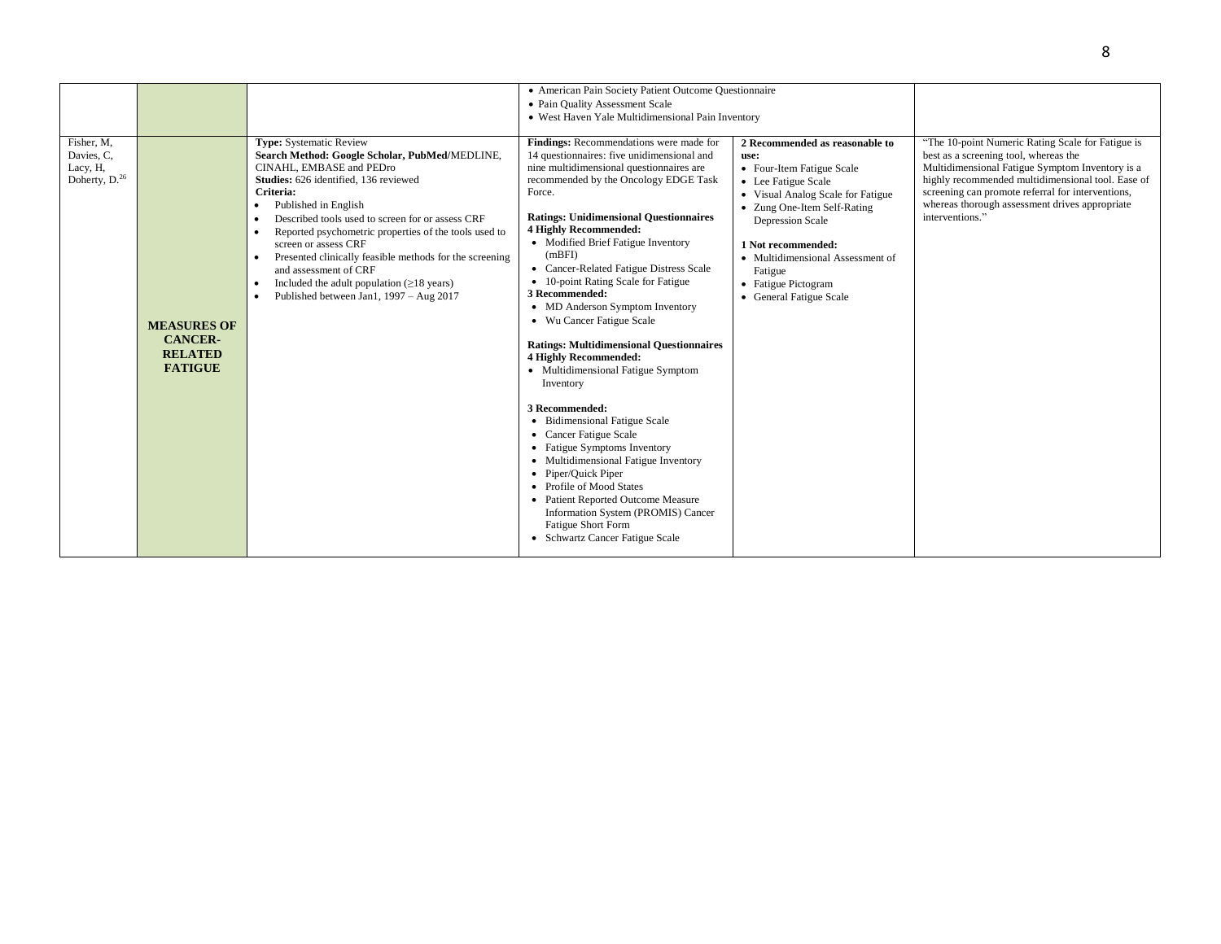| | | | | | |
|---|---|---|---|---|---|
| | | | • American Pain Society Patient Outcome Questionnaire<br>• Pain Quality Assessment Scale<br>• West Haven Yale Multidimensional Pain Inventory | | |
| Fisher, M, Davies, C, Lacy, H, Doherty, D.[26] | **MEASURES OF CANCER-RELATED FATIGUE** | **Type:** Systematic Review<br>**Search Method: Google Scholar, PubMed**/MEDLINE, CINAHL, EMBASE and PEDro<br>**Studies:** 626 identified, 136 reviewed<br>**Criteria:**<br>• Published in English<br>• Described tools used to screen for or assess CRF<br>• Reported psychometric properties of the tools used to screen or assess CRF<br>• Presented clinically feasible methods for the screening and assessment of CRF<br>• Included the adult population (≥18 years)<br>• Published between Jan1, 1997 – Aug 2017 | **Findings:** Recommendations were made for 14 questionnaires: five unidimensional and nine multidimensional questionnaires are recommended by the Oncology EDGE Task Force.<br><br>**Ratings: Unidimensional Questionnaires**<br>**4 Highly Recommended:**<br>• Modified Brief Fatigue Inventory (mBFI)<br>• Cancer-Related Fatigue Distress Scale<br>• 10-point Rating Scale for Fatigue<br>**3 Recommended:**<br>• MD Anderson Symptom Inventory<br>• Wu Cancer Fatigue Scale<br><br>**Ratings: Multidimensional Questionnaires**<br>**4 Highly Recommended:**<br>• Multidimensional Fatigue Symptom Inventory<br><br>**3 Recommended:**<br>• Bidimensional Fatigue Scale<br>• Cancer Fatigue Scale<br>• Fatigue Symptoms Inventory<br>• Multidimensional Fatigue Inventory<br>• Piper/Quick Piper<br>• Profile of Mood States<br>• Patient Reported Outcome Measure Information System (PROMIS) Cancer Fatigue Short Form<br>• Schwartz Cancer Fatigue Scale | **2 Recommended as reasonable to use:**<br>• Four-Item Fatigue Scale<br>• Lee Fatigue Scale<br>• Visual Analog Scale for Fatigue<br>• Zung One-Item Self-Rating Depression Scale<br><br>**1 Not recommended:**<br>• Multidimensional Assessment of Fatigue<br>• Fatigue Pictogram<br>• General Fatigue Scale | "The 10-point Numeric Rating Scale for Fatigue is best as a screening tool, whereas the Multidimensional Fatigue Symptom Inventory is a highly recommended multidimensional tool. Ease of screening can promote referral for interventions, whereas thorough assessment drives appropriate interventions." |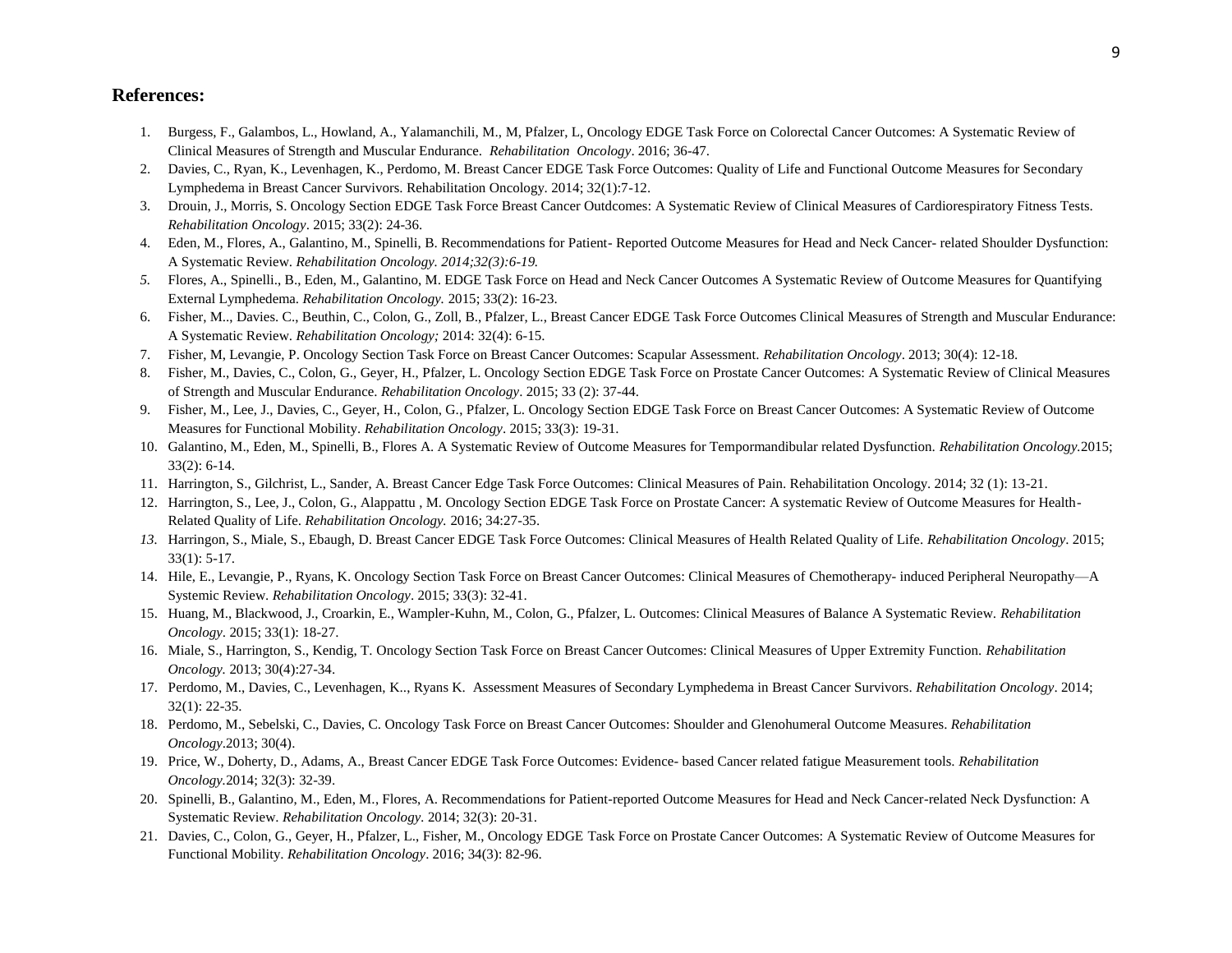**References:**

1. Burgess, F., Galambos, L., Howland, A., Yalamanchili, M., M, Pfalzer, L, Oncology EDGE Task Force on Colorectal Cancer Outcomes: A Systematic Review of Clinical Measures of Strength and Muscular Endurance. *Rehabilitation Oncology*. 2016; 36-47.
2. Davies, C., Ryan, K., Levenhagen, K., Perdomo, M. Breast Cancer EDGE Task Force Outcomes: Quality of Life and Functional Outcome Measures for Secondary Lymphedema in Breast Cancer Survivors. Rehabilitation Oncology. 2014; 32(1):7-12.
3. Drouin, J., Morris, S. Oncology Section EDGE Task Force Breast Cancer Outdcomes: A Systematic Review of Clinical Measures of Cardiorespiratory Fitness Tests. *Rehabilitation Oncology*. 2015; 33(2): 24-36.
4. Eden, M., Flores, A., Galantino, M., Spinelli, B. Recommendations for Patient- Reported Outcome Measures for Head and Neck Cancer- related Shoulder Dysfunction: A Systematic Review. *Rehabilitation Oncology. 2014;32(3):6-19.*
5. Flores, A., Spinelli., B., Eden, M., Galantino, M. EDGE Task Force on Head and Neck Cancer Outcomes A Systematic Review of Outcome Measures for Quantifying External Lymphedema. *Rehabilitation Oncology.* 2015; 33(2): 16-23.
6. Fisher, M.., Davies. C., Beuthin, C., Colon, G., Zoll, B., Pfalzer, L., Breast Cancer EDGE Task Force Outcomes Clinical Measures of Strength and Muscular Endurance: A Systematic Review. *Rehabilitation Oncology;* 2014: 32(4): 6-15.
7. Fisher, M, Levangie, P. Oncology Section Task Force on Breast Cancer Outcomes: Scapular Assessment. *Rehabilitation Oncology*. 2013; 30(4): 12-18.
8. Fisher, M., Davies, C., Colon, G., Geyer, H., Pfalzer, L. Oncology Section EDGE Task Force on Prostate Cancer Outcomes: A Systematic Review of Clinical Measures of Strength and Muscular Endurance. *Rehabilitation Oncology*. 2015; 33 (2): 37-44.
9. Fisher, M., Lee, J., Davies, C., Geyer, H., Colon, G., Pfalzer, L. Oncology Section EDGE Task Force on Breast Cancer Outcomes: A Systematic Review of Outcome Measures for Functional Mobility. *Rehabilitation Oncology*. 2015; 33(3): 19-31.
10. Galantino, M., Eden, M., Spinelli, B., Flores A. A Systematic Review of Outcome Measures for Tempormandibular related Dysfunction. *Rehabilitation Oncology.*2015; 33(2): 6-14.
11. Harrington, S., Gilchrist, L., Sander, A. Breast Cancer Edge Task Force Outcomes: Clinical Measures of Pain. Rehabilitation Oncology. 2014; 32 (1): 13-21.
12. Harrington, S., Lee, J., Colon, G., Alappattu , M. Oncology Section EDGE Task Force on Prostate Cancer: A systematic Review of Outcome Measures for Health-Related Quality of Life. *Rehabilitation Oncology.* 2016; 34:27-35.
13. Harringon, S., Miale, S., Ebaugh, D. Breast Cancer EDGE Task Force Outcomes: Clinical Measures of Health Related Quality of Life. *Rehabilitation Oncology*. 2015; 33(1): 5-17.
14. Hile, E., Levangie, P., Ryans, K. Oncology Section Task Force on Breast Cancer Outcomes: Clinical Measures of Chemotherapy- induced Peripheral Neuropathy—A Systemic Review. *Rehabilitation Oncology*. 2015; 33(3): 32-41.
15. Huang, M., Blackwood, J., Croarkin, E., Wampler-Kuhn, M., Colon, G., Pfalzer, L. Outcomes: Clinical Measures of Balance A Systematic Review. *Rehabilitation Oncology*. 2015; 33(1): 18-27.
16. Miale, S., Harrington, S., Kendig, T. Oncology Section Task Force on Breast Cancer Outcomes: Clinical Measures of Upper Extremity Function. *Rehabilitation Oncology.* 2013; 30(4):27-34.
17. Perdomo, M., Davies, C., Levenhagen, K.., Ryans K. Assessment Measures of Secondary Lymphedema in Breast Cancer Survivors. *Rehabilitation Oncology*. 2014; 32(1): 22-35.
18. Perdomo, M., Sebelski, C., Davies, C. Oncology Task Force on Breast Cancer Outcomes: Shoulder and Glenohumeral Outcome Measures. *Rehabilitation Oncology*.2013; 30(4).
19. Price, W., Doherty, D., Adams, A., Breast Cancer EDGE Task Force Outcomes: Evidence- based Cancer related fatigue Measurement tools. *Rehabilitation Oncology.*2014; 32(3): 32-39.
20. Spinelli, B., Galantino, M., Eden, M., Flores, A. Recommendations for Patient-reported Outcome Measures for Head and Neck Cancer-related Neck Dysfunction: A Systematic Review. *Rehabilitation Oncology*. 2014; 32(3): 20-31.
21. Davies, C., Colon, G., Geyer, H., Pfalzer, L., Fisher, M., Oncology EDGE Task Force on Prostate Cancer Outcomes: A Systematic Review of Outcome Measures for Functional Mobility. *Rehabilitation Oncology*. 2016; 34(3): 82-96.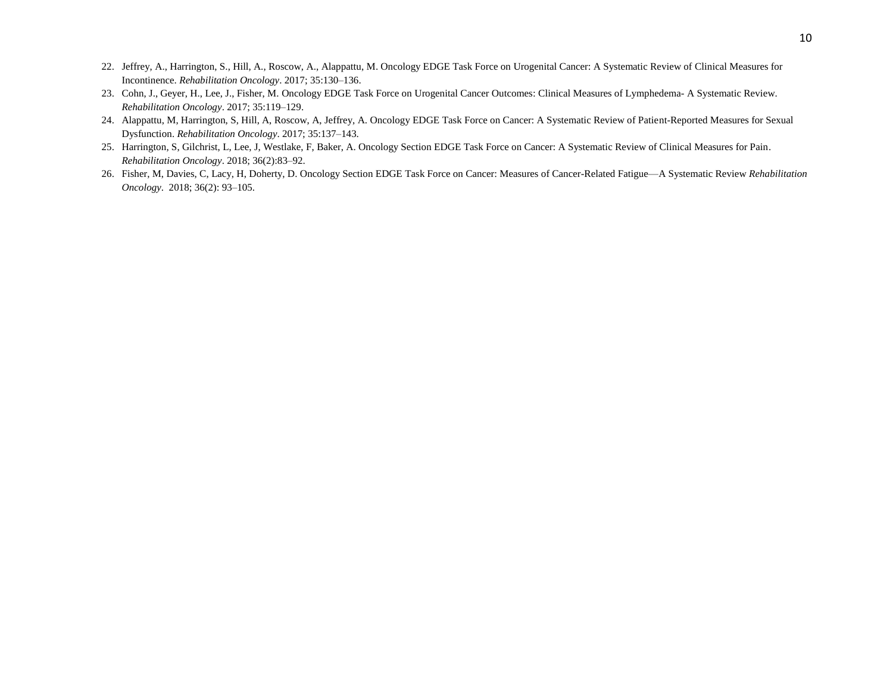22. Jeffrey, A., Harrington, S., Hill, A., Roscow, A., Alappattu, M. Oncology EDGE Task Force on Urogenital Cancer: A Systematic Review of Clinical Measures for Incontinence. *Rehabilitation Oncology*. 2017; 35:130–136.
23. Cohn, J., Geyer, H., Lee, J., Fisher, M. Oncology EDGE Task Force on Urogenital Cancer Outcomes: Clinical Measures of Lymphedema- A Systematic Review. *Rehabilitation Oncology*. 2017; 35:119–129.
24. Alappattu, M, Harrington, S, Hill, A, Roscow, A, Jeffrey, A. Oncology EDGE Task Force on Cancer: A Systematic Review of Patient-Reported Measures for Sexual Dysfunction. *Rehabilitation Oncology*. 2017; 35:137–143.
25. Harrington, S, Gilchrist, L, Lee, J, Westlake, F, Baker, A. Oncology Section EDGE Task Force on Cancer: A Systematic Review of Clinical Measures for Pain. *Rehabilitation Oncology*. 2018; 36(2):83–92.
26. Fisher, M, Davies, C, Lacy, H, Doherty, D. Oncology Section EDGE Task Force on Cancer: Measures of Cancer-Related Fatigue—A Systematic Review *Rehabilitation Oncology*. 2018; 36(2): 93–105.